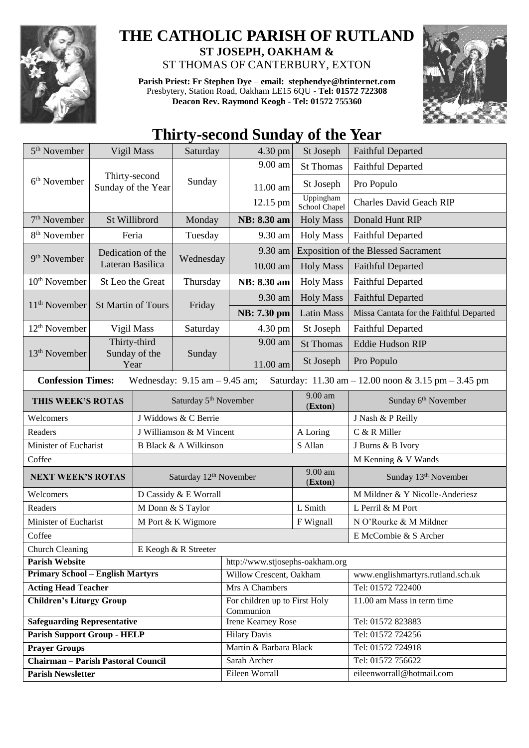# THE CATHOLIC PARISH OF RUTLAND

**ST JOSEPH, OAKHAM &**
ST THOMAS OF CANTERBURY, EXTON

**Parish Priest: Fr Stephen Dye** – **email: stephendye@btinternet.com**
Presbytery, Station Road, Oakham LE15 6QU - **Tel: 01572 722308**
**Deacon Rev. Raymond Keogh - Tel: 01572 755360**

## Thirty-second Sunday of the Year

| | | | | | |
|---|---|---|---|---|---|
| 5th November | Vigil Mass | Saturday | 4.30 pm | St Joseph | Faithful Departed |
| 6th November | Thirty-second Sunday of the Year | Sunday | 9.00 am | St Thomas | Faithful Departed |
| | | | 11.00 am | St Joseph | Pro Populo |
| | | | 12.15 pm | Uppingham School Chapel | Charles David Geach RIP |
| 7th November | St Willibrord | Monday | **NB: 8.30 am** | Holy Mass | Donald Hunt RIP |
| 8th November | Feria | Tuesday | 9.30 am | Holy Mass | Faithful Departed |
| 9th November | Dedication of the Lateran Basilica | Wednesday | 9.30 am | Exposition of the Blessed Sacrament | |
| | | | 10.00 am | Holy Mass | Faithful Departed |
| 10th November | St Leo the Great | Thursday | **NB: 8.30 am** | Holy Mass | Faithful Departed |
| 11th November | St Martin of Tours | Friday | 9.30 am | Holy Mass | Faithful Departed |
| | | | **NB: 7.30 pm** | Latin Mass | Missa Cantata for the Faithful Departed |
| 12th November | Vigil Mass | Saturday | 4.30 pm | St Joseph | Faithful Departed |
| 13th November | Thirty-third Sunday of the Year | Sunday | 9.00 am | St Thomas | Eddie Hudson RIP |
| | | | 11.00 am | St Joseph | Pro Populo |

**Confession Times:** Wednesday: 9.15 am – 9.45 am; Saturday: 11.30 am – 12.00 noon & 3.15 pm – 3.45 pm

| **THIS WEEK'S ROTAS** | Saturday 5th November | 9.00 am (**Exton**) | Sunday 6th November |
|---|---|---|---|
| Welcomers | J Widdows & C Berrie | | J Nash & P Reilly |
| Readers | J Williamson & M Vincent | A Loring | C & R Miller |
| Minister of Eucharist | B Black & A Wilkinson | S Allan | J Burns & B Ivory |
| Coffee | | | M Kenning & V Wands |
| **NEXT WEEK'S ROTAS** | Saturday 12th November | 9.00 am (**Exton**) | Sunday 13th November |
| Welcomers | D Cassidy & E Worrall | | M Mildner & Y Nicolle-Anderiesz |
| Readers | M Donn & S Taylor | L Smith | L Perril & M Port |
| Minister of Eucharist | M Port & K Wigmore | F Wignall | N O'Rourke & M Mildner |
| Coffee | | | E McCombie & S Archer |
| Church Cleaning | E Keogh & R Streeter | | |

| | | |
|---|---|---|
| **Parish Website** | http://www.stjosephs-oakham.org | |
| **Primary School – English Martyrs** | Willow Crescent, Oakham | www.englishmartyrs.rutland.sch.uk |
| **Acting Head Teacher** | Mrs A Chambers | Tel: 01572 722400 |
| **Children's Liturgy Group** | For children up to First Holy Communion | 11.00 am Mass in term time |
| **Safeguarding Representative** | Irene Kearney Rose | Tel: 01572 823883 |
| **Parish Support Group - HELP** | Hilary Davis | Tel: 01572 724256 |
| **Prayer Groups** | Martin & Barbara Black | Tel: 01572 724918 |
| **Chairman – Parish Pastoral Council** | Sarah Archer | Tel: 01572 756622 |
| **Parish Newsletter** | Eileen Worrall | eileenworrall@hotmail.com |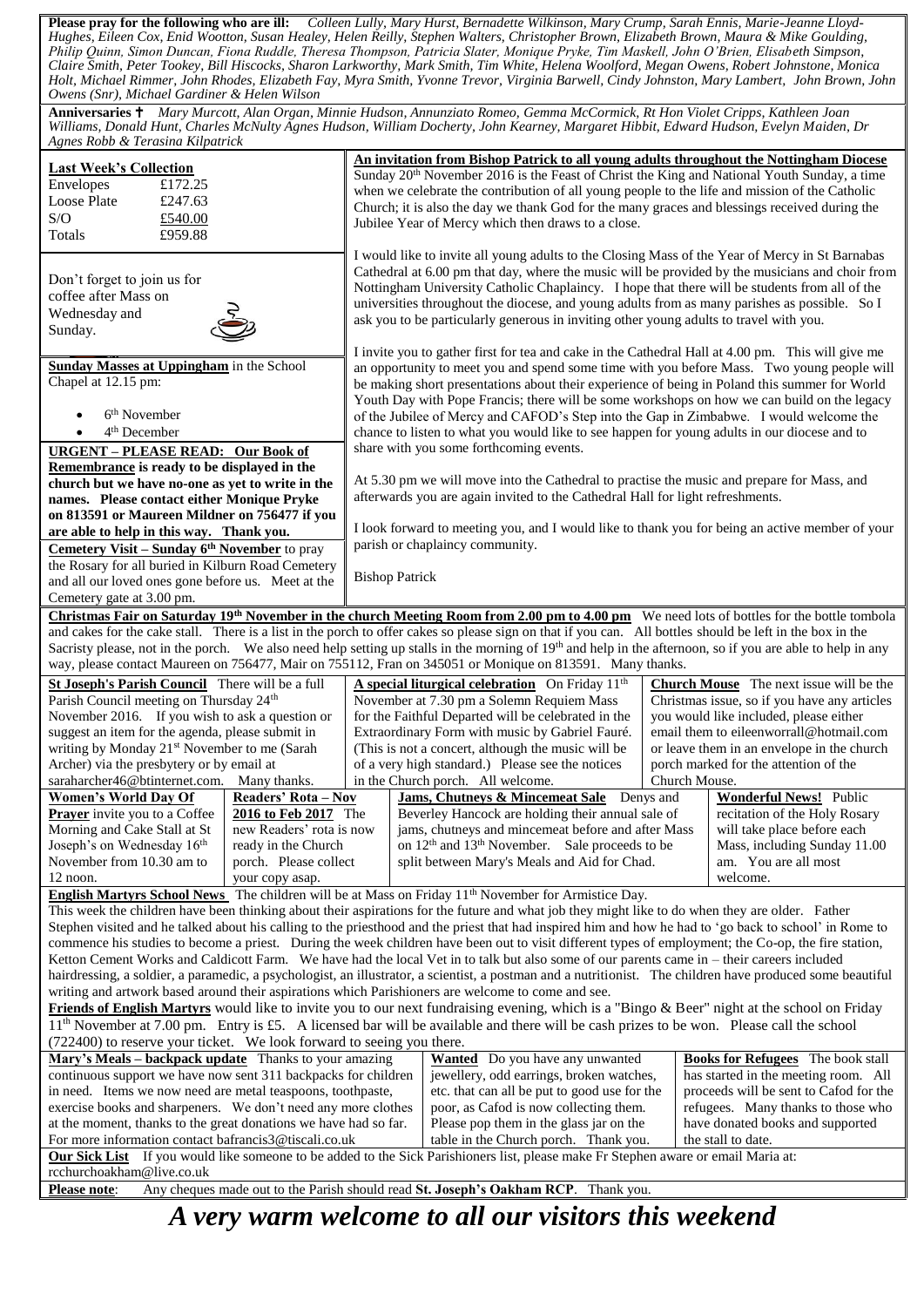**Please pray for the following who are ill:** *Colleen Lully, Mary Hurst, Bernadette Wilkinson, Mary Crump, Sarah Ennis, Marie-Jeanne Lloyd-Hughes, Eileen Cox, Enid Wootton, Susan Healey, Helen Reilly, Stephen Walters, Christopher Brown, Elizabeth Brown, Maura & Mike Goulding, Philip Quinn, Simon Duncan, Fiona Ruddle, Theresa Thompson, Patricia Slater, Monique Pryke, Tim Maskell, John O'Brien, Elisabeth Simpson, Claire Smith, Peter Tookey, Bill Hiscocks, Sharon Larkworthy, Mark Smith, Tim White, Helena Woolford, Megan Owens, Robert Johnstone, Monica Holt, Michael Rimmer, John Rhodes, Elizabeth Fay, Myra Smith, Yvonne Trevor, Virginia Barwell, Cindy Johnston, Mary Lambert, John Brown, John Owens (Snr), Michael Gardiner & Helen Wilson*

**Anniversaries ✝** *Mary Murcott, Alan Organ, Minnie Hudson, Annunziato Romeo, Gemma McCormick, Rt Hon Violet Cripps, Kathleen Joan Williams, Donald Hunt, Charles McNulty Agnes Hudson, William Docherty, John Kearney, Margaret Hibbit, Edward Hudson, Evelyn Maiden, Dr Agnes Robb & Terasina Kilpatrick*

**Last Week's Collection**

| | |
|---|---|
| Envelopes | £172.25 |
| Loose Plate | £247.63 |
| S/O | £540.00 |
| Totals | £959.88 |

Don't forget to join us for coffee after Mass on Wednesday and Sunday.

**Sunday Masses at Uppingham** in the School Chapel at 12.15 pm:

- 6th November
- 4th December

**URGENT – PLEASE READ: Our Book of Remembrance is ready to be displayed in the church but we have no-one as yet to write in the names. Please contact either Monique Pryke on 813591 or Maureen Mildner on 756477 if you are able to help in this way. Thank you.**

**Cemetery Visit – Sunday 6th November** to pray the Rosary for all buried in Kilburn Road Cemetery and all our loved ones gone before us. Meet at the Cemetery gate at 3.00 pm.

**An invitation from Bishop Patrick to all young adults throughout the Nottingham Diocese**

Sunday 20th November 2016 is the Feast of Christ the King and National Youth Sunday, a time when we celebrate the contribution of all young people to the life and mission of the Catholic Church; it is also the day we thank God for the many graces and blessings received during the Jubilee Year of Mercy which then draws to a close.

I would like to invite all young adults to the Closing Mass of the Year of Mercy in St Barnabas Cathedral at 6.00 pm that day, where the music will be provided by the musicians and choir from Nottingham University Catholic Chaplaincy. I hope that there will be students from all of the universities throughout the diocese, and young adults from as many parishes as possible. So I ask you to be particularly generous in inviting other young adults to travel with you.

I invite you to gather first for tea and cake in the Cathedral Hall at 4.00 pm. This will give me an opportunity to meet you and spend some time with you before Mass. Two young people will be making short presentations about their experience of being in Poland this summer for World Youth Day with Pope Francis; there will be some workshops on how we can build on the legacy of the Jubilee of Mercy and CAFOD's Step into the Gap in Zimbabwe. I would welcome the chance to listen to what you would like to see happen for young adults in our diocese and to share with you some forthcoming events.

At 5.30 pm we will move into the Cathedral to practise the music and prepare for Mass, and afterwards you are again invited to the Cathedral Hall for light refreshments.

I look forward to meeting you, and I would like to thank you for being an active member of your parish or chaplaincy community.

Bishop Patrick

**Christmas Fair on Saturday 19th November in the church Meeting Room from 2.00 pm to 4.00 pm** We need lots of bottles for the bottle tombola and cakes for the cake stall. There is a list in the porch to offer cakes so please sign on that if you can. All bottles should be left in the box in the Sacristy please, not in the porch. We also need help setting up stalls in the morning of 19th and help in the afternoon, so if you are able to help in any way, please contact Maureen on 756477, Mair on 755112, Fran on 345051 or Monique on 813591. Many thanks.

**St Joseph's Parish Council** There will be a full Parish Council meeting on Thursday 24th November 2016. If you wish to ask a question or suggest an item for the agenda, please submit in writing by Monday 21st November to me (Sarah Archer) via the presbytery or by email at saraharcher46@btinternet.com. Many thanks.

**A special liturgical celebration** On Friday 11th November at 7.30 pm a Solemn Requiem Mass for the Faithful Departed will be celebrated in the Extraordinary Form with music by Gabriel Fauré. (This is not a concert, although the music will be of a very high standard.) Please see the notices in the Church porch. All welcome.

**Church Mouse** The next issue will be the Christmas issue, so if you have any articles you would like included, please either email them to eileenworrall@hotmail.com or leave them in an envelope in the church porch marked for the attention of the Church Mouse.

**Women's World Day Of Prayer** invite you to a Coffee Morning and Cake Stall at St Joseph's on Wednesday 16th November from 10.30 am to 12 noon.

**Readers' Rota – Nov 2016 to Feb 2017** The new Readers' rota is now ready in the Church porch. Please collect your copy asap.

**Jams, Chutneys & Mincemeat Sale** Denys and Beverley Hancock are holding their annual sale of jams, chutneys and mincemeat before and after Mass on 12th and 13th November. Sale proceeds to be split between Mary's Meals and Aid for Chad.

**Wonderful News!** Public recitation of the Holy Rosary will take place before each Mass, including Sunday 11.00 am. You are all most welcome.

**English Martyrs School News** The children will be at Mass on Friday 11th November for Armistice Day.

This week the children have been thinking about their aspirations for the future and what job they might like to do when they are older. Father Stephen visited and he talked about his calling to the priesthood and the priest that had inspired him and how he had to 'go back to school' in Rome to commence his studies to become a priest. During the week children have been out to visit different types of employment; the Co-op, the fire station, Ketton Cement Works and Caldicott Farm. We have had the local Vet in to talk but also some of our parents came in – their careers included hairdressing, a soldier, a paramedic, a psychologist, an illustrator, a scientist, a postman and a nutritionist. The children have produced some beautiful writing and artwork based around their aspirations which Parishioners are welcome to come and see.

**Friends of English Martyrs** would like to invite you to our next fundraising evening, which is a "Bingo & Beer" night at the school on Friday 11th November at 7.00 pm. Entry is £5. A licensed bar will be available and there will be cash prizes to be won. Please call the school (722400) to reserve your ticket. We look forward to seeing you there.

**Mary's Meals – backpack update** Thanks to your amazing continuous support we have now sent 311 backpacks for children in need. Items we now need are metal teaspoons, toothpaste, exercise books and sharpeners. We don't need any more clothes at the moment, thanks to the great donations we have had so far. For more information contact bafrancis3@tiscali.co.uk

**Wanted** Do you have any unwanted jewellery, odd earrings, broken watches, etc. that can all be put to good use for the poor, as Cafod is now collecting them. Please pop them in the glass jar on the table in the Church porch. Thank you.

**Books for Refugees** The book stall has started in the meeting room. All proceeds will be sent to Cafod for the refugees. Many thanks to those who have donated books and supported the stall to date.

**Our Sick List** If you would like someone to be added to the Sick Parishioners list, please make Fr Stephen aware or email Maria at: rcchurchoakham@live.co.uk

**Please note**: Any cheques made out to the Parish should read **St. Joseph's Oakham RCP**. Thank you.

***A very warm welcome to all our visitors this weekend***